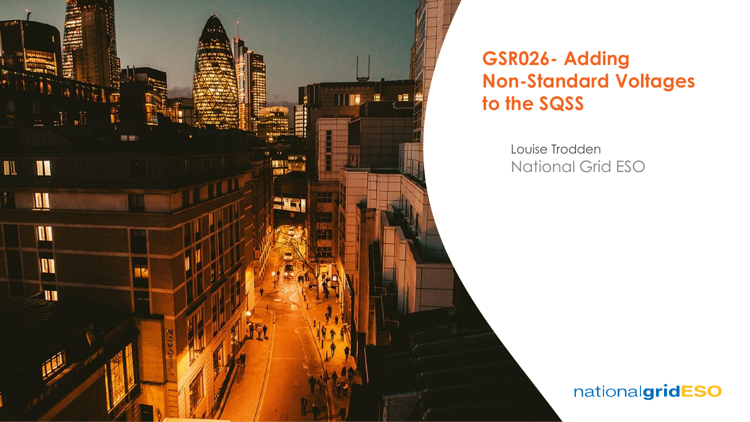# GSR026- Adding Non-Standard Voltages to the SQSS

Louise Trodden

National Grid ESO

nationalgridESO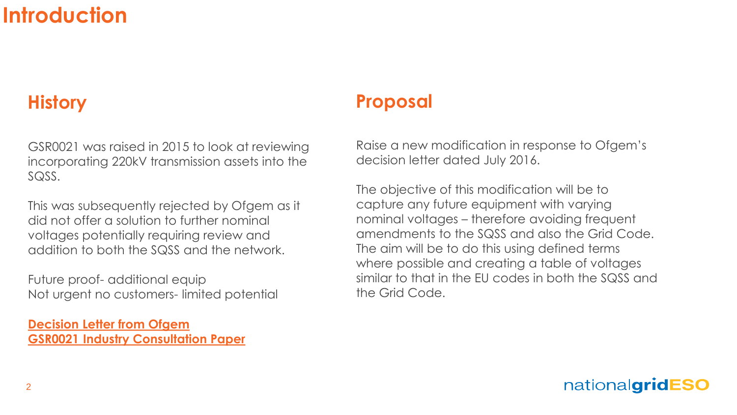# Introduction

## History

GSR0021 was raised in 2015 to look at reviewing incorporating 220kV transmission assets into the SQSS.

This was subsequently rejected by Ofgem as it did not offer a solution to further nominal voltages potentially requiring review and addition to both the SQSS and the network.

Future proof- additional equip
Not urgent no customers- limited potential

**Decision Letter from Ofgem**
**GSR0021 Industry Consultation Paper**

## Proposal

Raise a new modification in response to Ofgem's decision letter dated July 2016.

The objective of this modification will be to capture any future equipment with varying nominal voltages – therefore avoiding frequent amendments to the SQSS and also the Grid Code. The aim will be to do this using defined terms where possible and creating a table of voltages similar to that in the EU codes in both the SQSS and the Grid Code.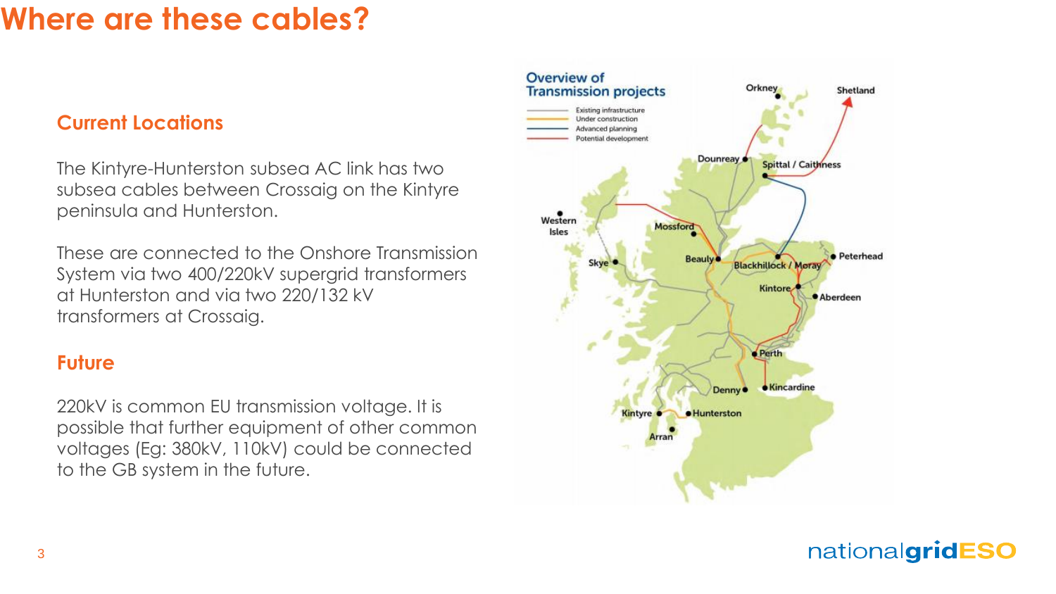# Where are these cables?

## Current Locations

The Kintyre-Hunterston subsea AC link has two subsea cables between Crossaig on the Kintyre peninsula and Hunterston.

These are connected to the Onshore Transmission System via two 400/220kV supergrid transformers at Hunterston and via two 220/132 kV transformers at Crossaig.

## Future

220kV is common EU transmission voltage. It is possible that further equipment of other common voltages (Eg: 380kV, 110kV) could be connected to the GB system in the future.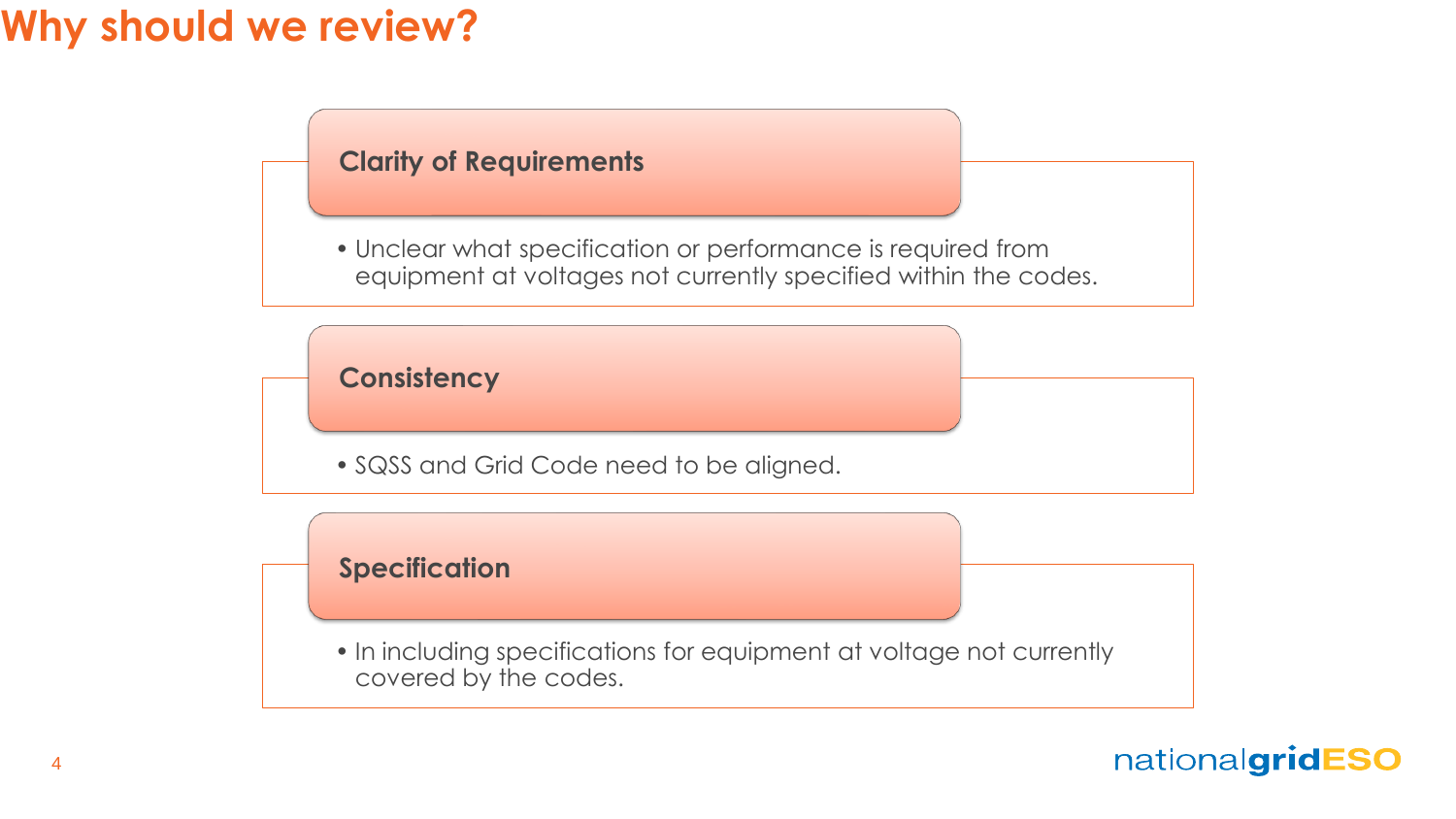# Why should we review?

## Clarity of Requirements

- Unclear what specification or performance is required from equipment at voltages not currently specified within the codes.

## Consistency

- SQSS and Grid Code need to be aligned.

## Specification

- In including specifications for equipment at voltage not currently covered by the codes.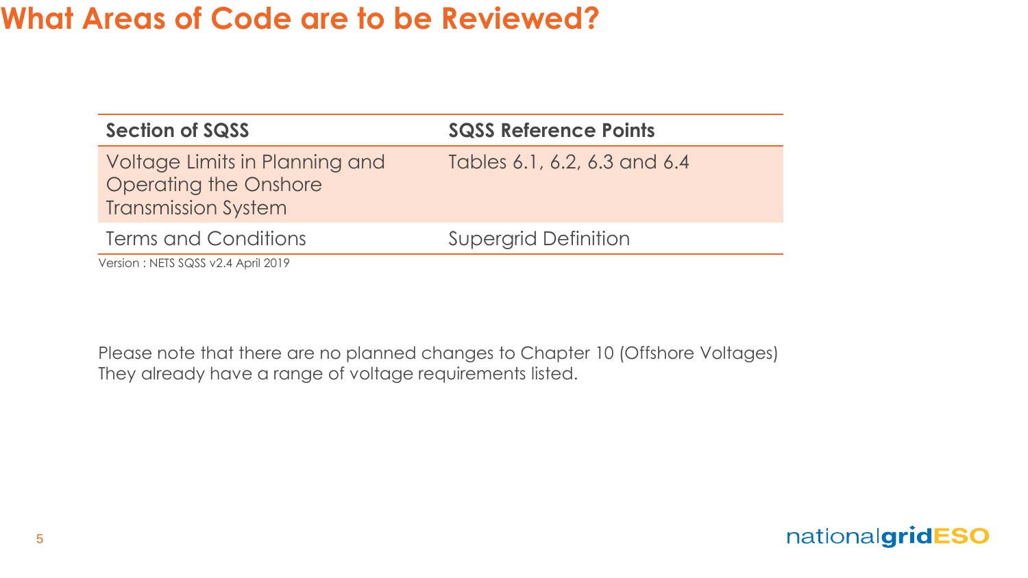# What Areas of Code are to be Reviewed?

| Section of SQSS | SQSS Reference Points |
| --- | --- |
| Voltage Limits in Planning and Operating the Onshore Transmission System | Tables 6.1, 6.2, 6.3 and 6.4 |
| Terms and Conditions | Supergrid Definition |

Version : NETS SQSS v2.4 April 2019

Please note that there are no planned changes to Chapter 10 (Offshore Voltages) They already have a range of voltage requirements listed.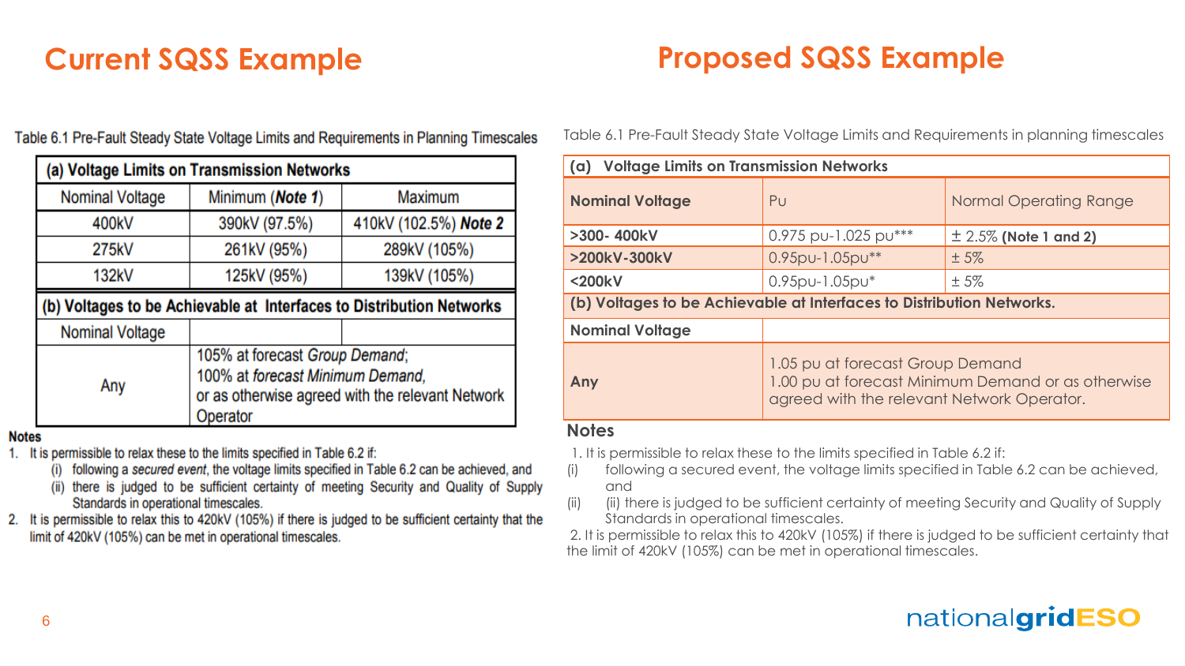## Current SQSS Example

Table 6.1 Pre-Fault Steady State Voltage Limits and Requirements in Planning Timescales

| (a) Voltage Limits on Transmission Networks | | |
|---|---|---|
| Nominal Voltage | Minimum (**Note 1**) | Maximum |
| 400kV | 390kV (97.5%) | 410kV (102.5%) **Note 2** |
| 275kV | 261kV (95%) | 289kV (105%) |
| 132kV | 125kV (95%) | 139kV (105%) |
| **(b) Voltages to be Achievable at Interfaces to Distribution Networks** | | |
| Nominal Voltage | | |
| Any | 105% at forecast *Group Demand*; 100% at *forecast Minimum Demand*, or as otherwise agreed with the relevant Network Operator | |

**Notes**

1. It is permissible to relax these to the limits specified in Table 6.2 if:
   (i) following a *secured event*, the voltage limits specified in Table 6.2 can be achieved, and
   (ii) there is judged to be sufficient certainty of meeting Security and Quality of Supply Standards in operational timescales.
2. It is permissible to relax this to 420kV (105%) if there is judged to be sufficient certainty that the limit of 420kV (105%) can be met in operational timescales.

## Proposed SQSS Example

Table 6.1 Pre-Fault Steady State Voltage Limits and Requirements in planning timescales

| (a) Voltage Limits on Transmission Networks | | |
|---|---|---|
| **Nominal Voltage** | Pu | Normal Operating Range |
| **>300- 400kV** | 0.975 pu-1.025 pu*** | ± 2.5% **(Note 1 and 2)** |
| **>200kV-300kV** | 0.95pu-1.05pu** | ± 5% |
| **<200kV** | 0.95pu-1.05pu* | ± 5% |
| **(b) Voltages to be Achievable at Interfaces to Distribution Networks.** | | |
| **Nominal Voltage** | | |
| **Any** | 1.05 pu at forecast Group Demand 1.00 pu at forecast Minimum Demand or as otherwise agreed with the relevant Network Operator. | |

**Notes**

1. It is permissible to relax these to the limits specified in Table 6.2 if:
(i) following a secured event, the voltage limits specified in Table 6.2 can be achieved, and
(ii) (ii) there is judged to be sufficient certainty of meeting Security and Quality of Supply Standards in operational timescales.
2. It is permissible to relax this to 420kV (105%) if there is judged to be sufficient certainty that the limit of 420kV (105%) can be met in operational timescales.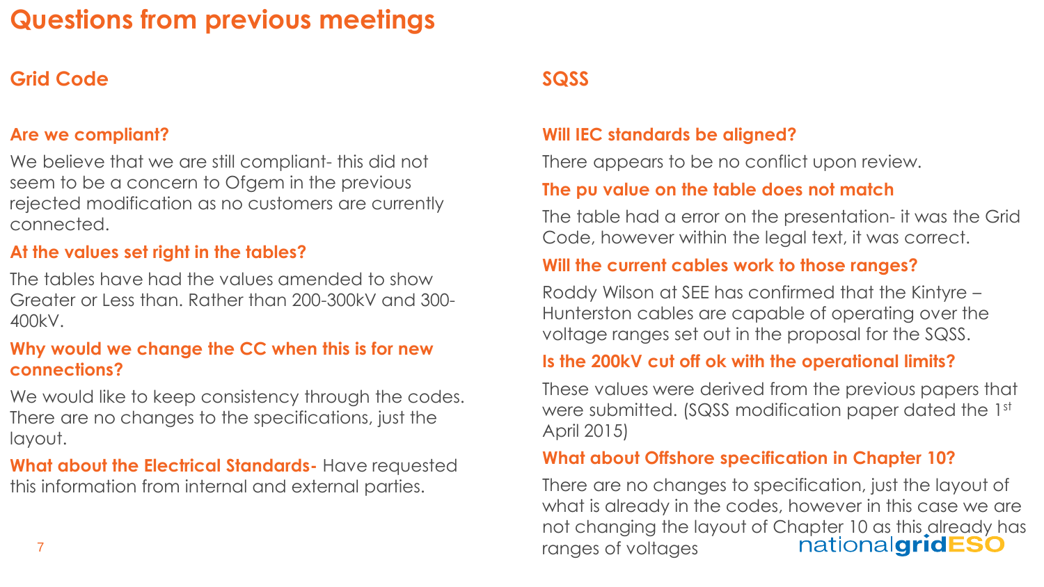# Questions from previous meetings

## Grid Code

**Are we compliant?**

We believe that we are still compliant- this did not seem to be a concern to Ofgem in the previous rejected modification as no customers are currently connected.

**At the values set right in the tables?**

The tables have had the values amended to show Greater or Less than. Rather than 200-300kV and 300-400kV.

**Why would we change the CC when this is for new connections?**

We would like to keep consistency through the codes. There are no changes to the specifications, just the layout.

**What about the Electrical Standards-** Have requested this information from internal and external parties.

## SQSS

**Will IEC standards be aligned?**

There appears to be no conflict upon review.

**The pu value on the table does not match**

The table had a error on the presentation- it was the Grid Code, however within the legal text, it was correct.

**Will the current cables work to those ranges?**

Roddy Wilson at SEE has confirmed that the Kintyre – Hunterston cables are capable of operating over the voltage ranges set out in the proposal for the SQSS.

**Is the 200kV cut off ok with the operational limits?**

These values were derived from the previous papers that were submitted. (SQSS modification paper dated the 1st April 2015)

**What about Offshore specification in Chapter 10?**

There are no changes to specification, just the layout of what is already in the codes, however in this case we are not changing the layout of Chapter 10 as this already has ranges of voltages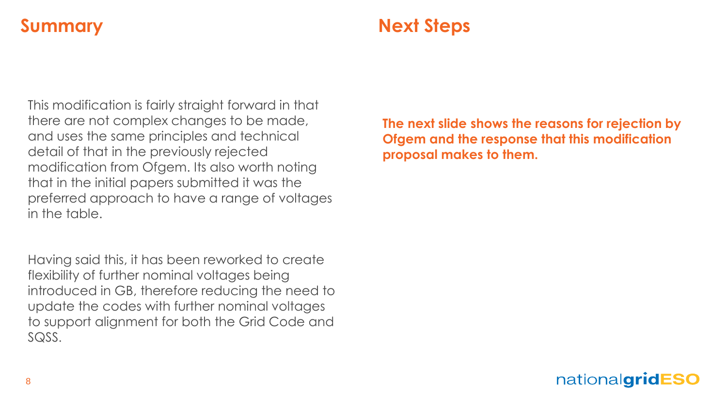## Summary

This modification is fairly straight forward in that there are not complex changes to be made, and uses the same principles and technical detail of that in the previously rejected modification from Ofgem. Its also worth noting that in the initial papers submitted it was the preferred approach to have a range of voltages in the table.

Having said this, it has been reworked to create flexibility of further nominal voltages being introduced in GB, therefore reducing the need to update the codes with further nominal voltages to support alignment for both the Grid Code and SQSS.

## Next Steps

**The next slide shows the reasons for rejection by Ofgem and the response that this modification proposal makes to them.**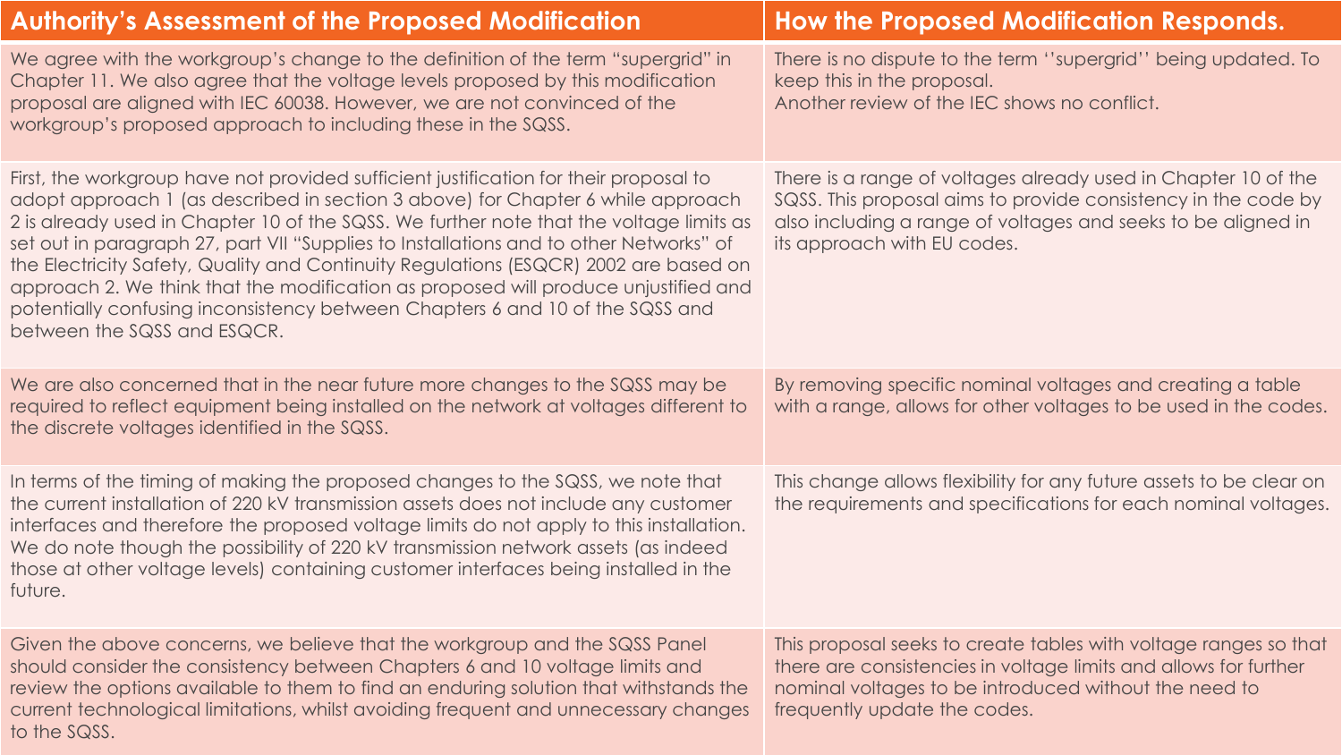| Authority's Assessment of the Proposed Modification | How the Proposed Modification Responds. |
| --- | --- |
| We agree with the workgroup's change to the definition of the term "supergrid" in Chapter 11. We also agree that the voltage levels proposed by this modification proposal are aligned with IEC 60038. However, we are not convinced of the workgroup's proposed approach to including these in the SQSS. | There is no dispute to the term ''supergrid'' being updated. To keep this in the proposal.<br>Another review of the IEC shows no conflict. |
| First, the workgroup have not provided sufficient justification for their proposal to adopt approach 1 (as described in section 3 above) for Chapter 6 while approach 2 is already used in Chapter 10 of the SQSS. We further note that the voltage limits as set out in paragraph 27, part VII "Supplies to Installations and to other Networks" of the Electricity Safety, Quality and Continuity Regulations (ESQCR) 2002 are based on approach 2. We think that the modification as proposed will produce unjustified and potentially confusing inconsistency between Chapters 6 and 10 of the SQSS and between the SQSS and ESQCR. | There is a range of voltages already used in Chapter 10 of the SQSS. This proposal aims to provide consistency in the code by also including a range of voltages and seeks to be aligned in its approach with EU codes. |
| We are also concerned that in the near future more changes to the SQSS may be required to reflect equipment being installed on the network at voltages different to the discrete voltages identified in the SQSS. | By removing specific nominal voltages and creating a table with a range, allows for other voltages to be used in the codes. |
| In terms of the timing of making the proposed changes to the SQSS, we note that the current installation of 220 kV transmission assets does not include any customer interfaces and therefore the proposed voltage limits do not apply to this installation. We do note though the possibility of 220 kV transmission network assets (as indeed those at other voltage levels) containing customer interfaces being installed in the future. | This change allows flexibility for any future assets to be clear on the requirements and specifications for each nominal voltages. |
| Given the above concerns, we believe that the workgroup and the SQSS Panel should consider the consistency between Chapters 6 and 10 voltage limits and review the options available to them to find an enduring solution that withstands the current technological limitations, whilst avoiding frequent and unnecessary changes to the SQSS. | This proposal seeks to create tables with voltage ranges so that there are consistencies in voltage limits and allows for further nominal voltages to be introduced without the need to frequently update the codes. |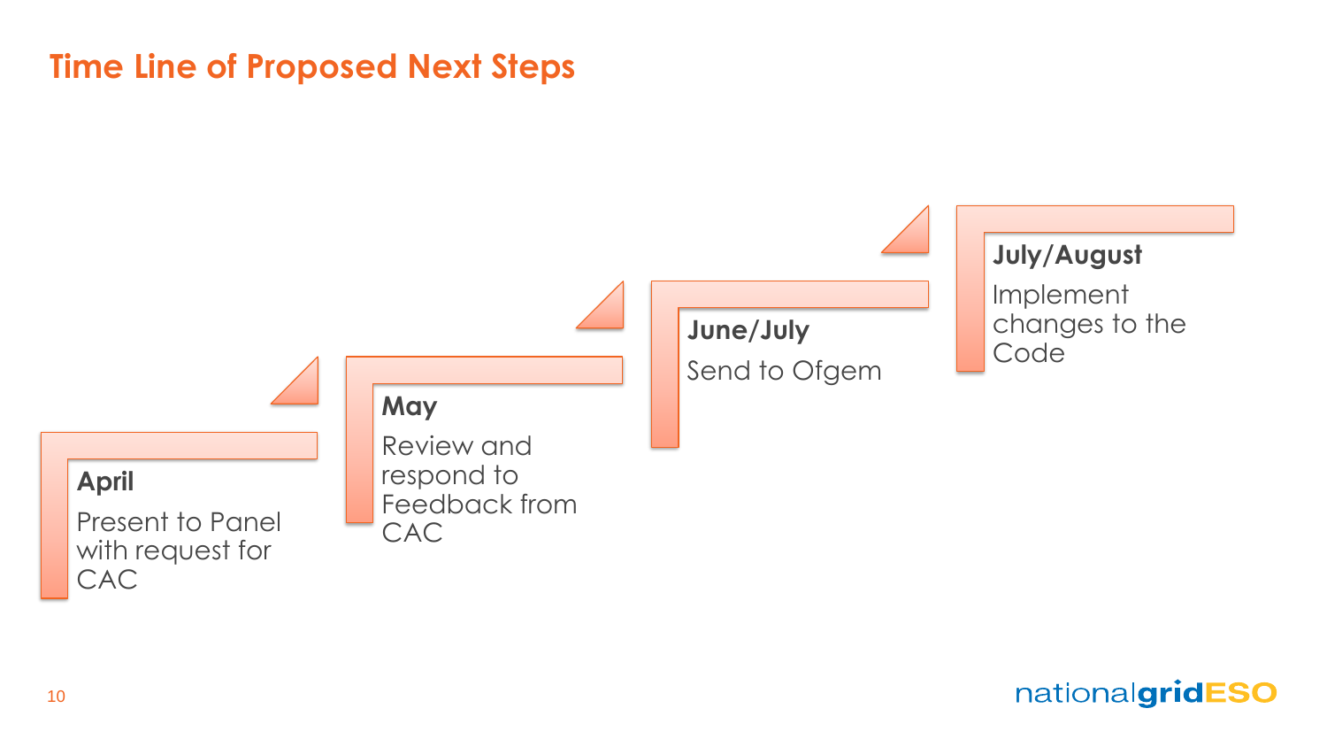# Time Line of Proposed Next Steps

**April**

Present to Panel with request for CAC

**May**

Review and respond to Feedback from CAC

**June/July**

Send to Ofgem

**July/August**

Implement changes to the Code